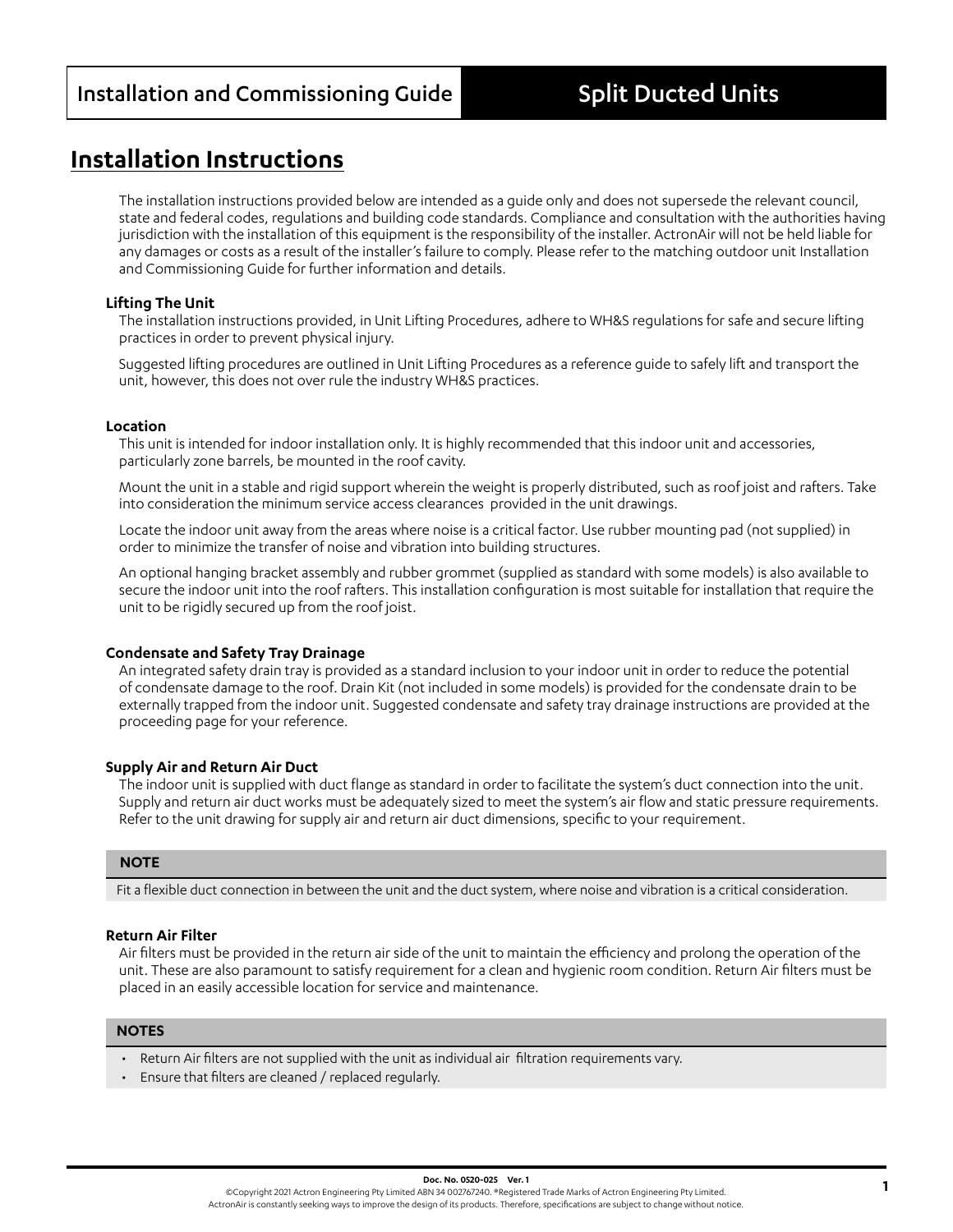# Installation Instructions

The installation instructions provided below are intended as a guide only and does not supersede the relevant council, state and federal codes, regulations and building code standards. Compliance and consultation with the authorities having jurisdiction with the installation of this equipment is the responsibility of the installer. ActronAir will not be held liable for any damages or costs as a result of the installer's failure to comply. Please refer to the matching outdoor unit Installation and Commissioning Guide for further information and details.

### Lifting The Unit

The installation instructions provided, in Unit Lifting Procedures, adhere to WH&S regulations for safe and secure lifting practices in order to prevent physical injury.

Suggested lifting procedures are outlined in Unit Lifting Procedures as a reference guide to safely lift and transport the unit, however, this does not over rule the industry WH&S practices.

### Location

This unit is intended for indoor installation only. It is highly recommended that this indoor unit and accessories, particularly zone barrels, be mounted in the roof cavity.

Mount the unit in a stable and rigid support wherein the weight is properly distributed, such as roof joist and rafters. Take into consideration the minimum service access clearances provided in the unit drawings.

Locate the indoor unit away from the areas where noise is a critical factor. Use rubber mounting pad (not supplied) in order to minimize the transfer of noise and vibration into building structures.

An optional hanging bracket assembly and rubber grommet (supplied as standard with some models) is also available to secure the indoor unit into the roof rafters. This installation configuration is most suitable for installation that require the unit to be rigidly secured up from the roof joist.

### Condensate and Safety Tray Drainage

An integrated safety drain tray is provided as a standard inclusion to your indoor unit in order to reduce the potential of condensate damage to the roof. Drain Kit (not included in some models) is provided for the condensate drain to be externally trapped from the indoor unit. Suggested condensate and safety tray drainage instructions are provided at the proceeding page for your reference.

### Supply Air and Return Air Duct

The indoor unit is supplied with duct flange as standard in order to facilitate the system's duct connection into the unit. Supply and return air duct works must be adequately sized to meet the system's air flow and static pressure requirements. Refer to the unit drawing for supply air and return air duct dimensions, specific to your requirement.

**NOTE**

Fit a flexible duct connection in between the unit and the duct system, where noise and vibration is a critical consideration.

### Return Air Filter

Air filters must be provided in the return air side of the unit to maintain the efficiency and prolong the operation of the unit. These are also paramount to satisfy requirement for a clean and hygienic room condition. Return Air filters must be placed in an easily accessible location for service and maintenance.

**NOTES**

- Return Air filters are not supplied with the unit as individual air filtration requirements vary.
- Ensure that filters are cleaned / replaced regularly.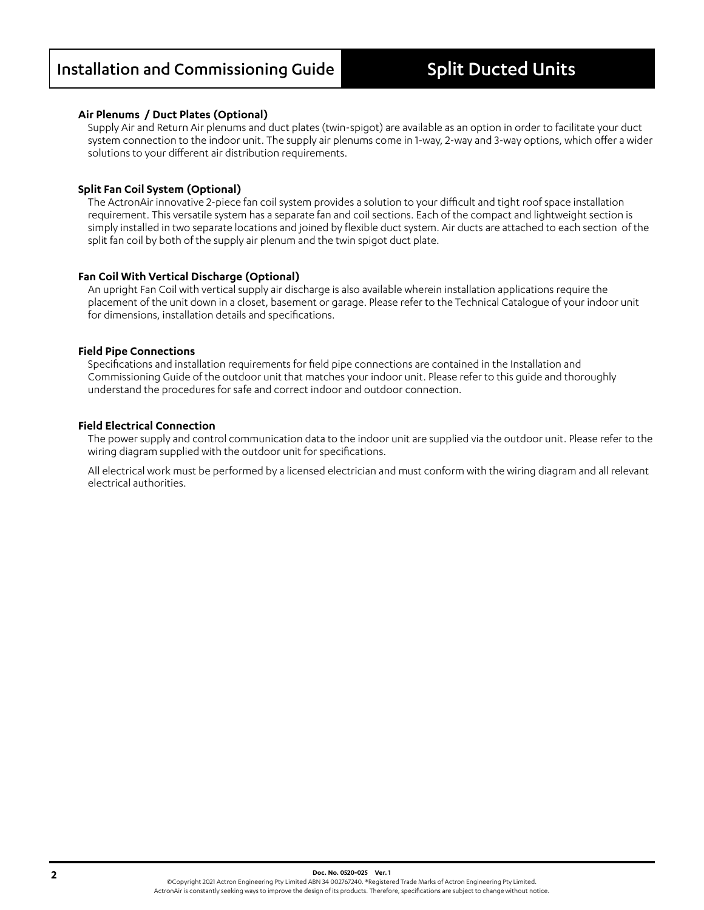**Air Plenums / Duct Plates (Optional)**

Supply Air and Return Air plenums and duct plates (twin-spigot) are available as an option in order to facilitate your duct system connection to the indoor unit. The supply air plenums come in 1-way, 2-way and 3-way options, which offer a wider solutions to your different air distribution requirements.

**Split Fan Coil System (Optional)**

The ActronAir innovative 2-piece fan coil system provides a solution to your difficult and tight roof space installation requirement. This versatile system has a separate fan and coil sections. Each of the compact and lightweight section is simply installed in two separate locations and joined by flexible duct system. Air ducts are attached to each section of the split fan coil by both of the supply air plenum and the twin spigot duct plate.

**Fan Coil With Vertical Discharge (Optional)**

An upright Fan Coil with vertical supply air discharge is also available wherein installation applications require the placement of the unit down in a closet, basement or garage. Please refer to the Technical Catalogue of your indoor unit for dimensions, installation details and specifications.

**Field Pipe Connections**

Specifications and installation requirements for field pipe connections are contained in the Installation and Commissioning Guide of the outdoor unit that matches your indoor unit. Please refer to this guide and thoroughly understand the procedures for safe and correct indoor and outdoor connection.

**Field Electrical Connection**

The power supply and control communication data to the indoor unit are supplied via the outdoor unit. Please refer to the wiring diagram supplied with the outdoor unit for specifications.

All electrical work must be performed by a licensed electrician and must conform with the wiring diagram and all relevant electrical authorities.